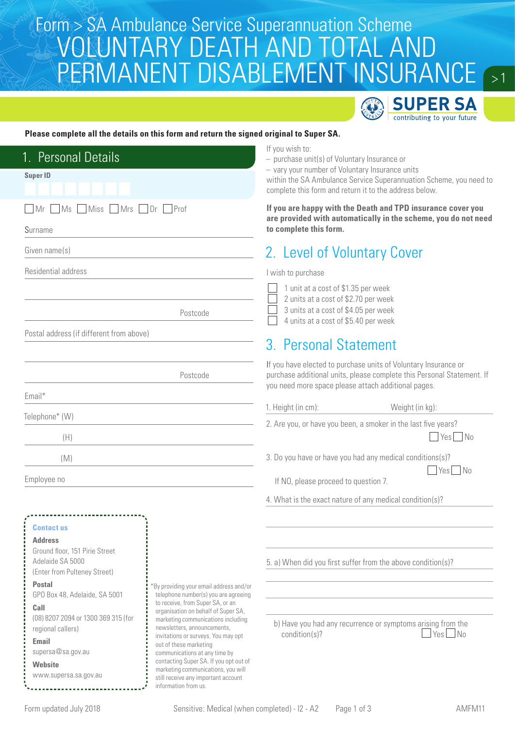# Form > SA Ambulance Service Superannuation Scheme
# VOLUNTARY DEATH AND TOTAL AND PERMANENT DISABLEMENT INSURANCE

SUPER SA
contributing to your future

**Please complete all the details on this form and return the signed original to Super SA.**

## 1. Personal Details

Super ID

☐ Mr ☐ Ms ☐ Miss ☐ Mrs ☐ Dr ☐ Prof

Surname

Given name(s)

Residential address

Postcode

Postal address (if different from above)

Postcode

Email*

Telephone* (W)

(H)

(M)

Employee no

**Contact us**

**Address**
Ground floor, 151 Pirie Street
Adelaide SA 5000
(Enter from Pulteney Street)

**Postal**
GPO Box 48, Adelaide, SA 5001

**Call**
(08) 8207 2094 or 1300 369 315 (for regional callers)

**Email**
supersa@sa.gov.au

**Website**
www.supersa.sa.gov.au

*By providing your email address and/or telephone number(s) you are agreeing to receive, from Super SA, or an organisation on behalf of Super SA, marketing communications including newsletters, announcements, invitations or surveys. You may opt out of these marketing communications at any time by contacting Super SA. If you opt out of marketing communications, you will still receive any important account information from us.

If you wish to:

- purchase unit(s) of Voluntary Insurance or
- vary your number of Voluntary Insurance units

within the SA Ambulance Service Superannuation Scheme, you need to complete this form and return it to the address below.

**If you are happy with the Death and TPD insurance cover you are provided with automatically in the scheme, you do not need to complete this form.**

## 2. Level of Voluntary Cover

I wish to purchase

☐ 1 unit at a cost of $1.35 per week
☐ 2 units at a cost of $2.70 per week
☐ 3 units at a cost of $4.05 per week
☐ 4 units at a cost of $5.40 per week

## 3. Personal Statement

If you have elected to purchase units of Voluntary Insurance or purchase additional units, please complete this Personal Statement. If you need more space please attach additional pages.

1. Height (in cm): Weight (in kg):

2. Are you, or have you been, a smoker in the last five years? ☐ Yes ☐ No

3. Do you have or have you had any medical conditions(s)? ☐ Yes ☐ No

   If NO, please proceed to question 7.

4. What is the exact nature of any medical condition(s)?

5. a) When did you first suffer from the above condition(s)?

   b) Have you had any recurrence or symptoms arising from the condition(s)? ☐ Yes ☐ No

Form updated July 2018 Sensitive: Medical (when completed) - I2 - A2 AMFM11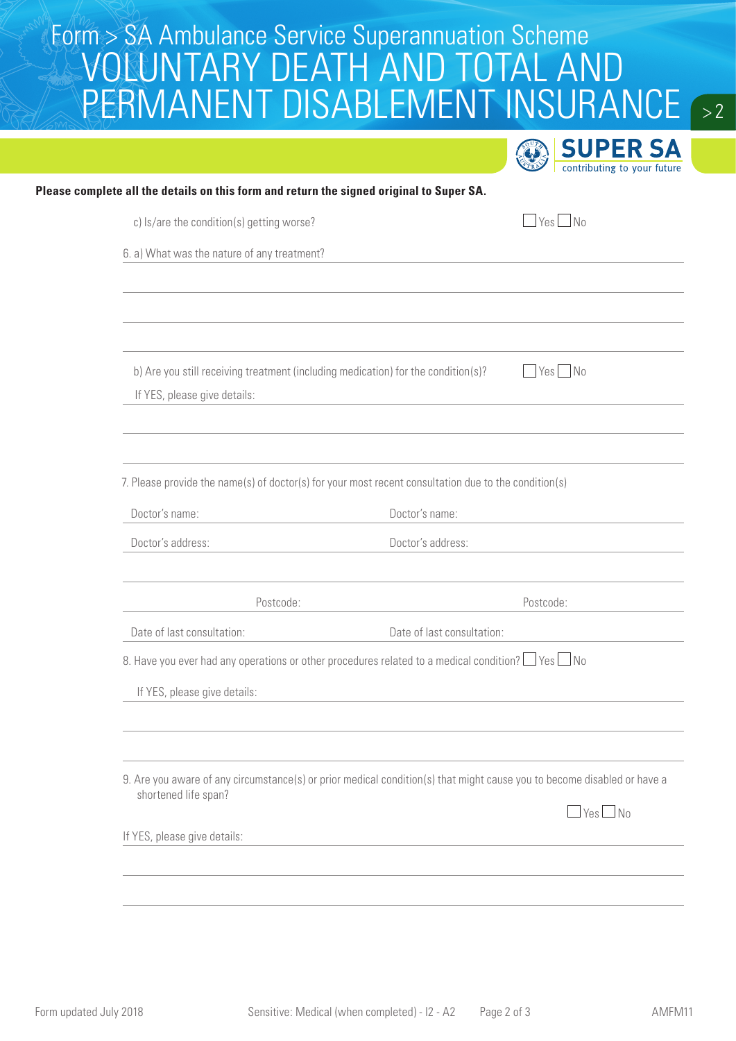# Form > SA Ambulance Service Superannuation Scheme
# VOLUNTARY DEATH AND TOTAL AND PERMANENT DISABLEMENT INSURANCE

SUPER SA
contributing to your future

**Please complete all the details on this form and return the signed original to Super SA.**

c) Is/are the condition(s) getting worse? ☐ Yes ☐ No

6. a) What was the nature of any treatment?

b) Are you still receiving treatment (including medication) for the condition(s)? ☐ Yes ☐ No

If YES, please give details:

7. Please provide the name(s) of doctor(s) for your most recent consultation due to the condition(s)

| | |
|---|---|
| Doctor's name: | Doctor's name: |
| Doctor's address: | Doctor's address: |
| Postcode: | Postcode: |
| Date of last consultation: | Date of last consultation: |

8. Have you ever had any operations or other procedures related to a medical condition? ☐ Yes ☐ No

If YES, please give details:

9. Are you aware of any circumstance(s) or prior medical condition(s) that might cause you to become disabled or have a shortened life span? ☐ Yes ☐ No

If YES, please give details:

Form updated July 2018 Sensitive: Medical (when completed) - I2 - A2 AMFM11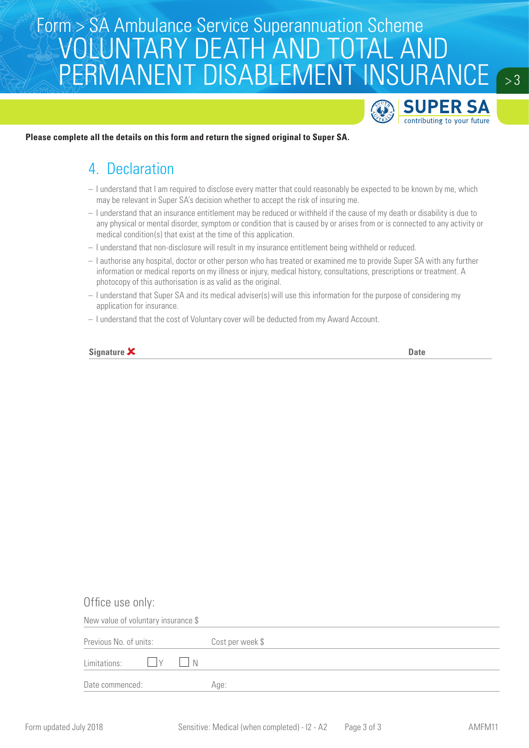Please complete all the details on this form and return the signed original to Super SA.

## 4. Declaration

- I understand that I am required to disclose every matter that could reasonably be expected to be known by me, which may be relevant in Super SA's decision whether to accept the risk of insuring me.
- I understand that an insurance entitlement may be reduced or withheld if the cause of my death or disability is due to any physical or mental disorder, symptom or condition that is caused by or arises from or is connected to any activity or medical condition(s) that exist at the time of this application.
- I understand that non-disclosure will result in my insurance entitlement being withheld or reduced.
- I authorise any hospital, doctor or other person who has treated or examined me to provide Super SA with any further information or medical reports on my illness or injury, medical history, consultations, prescriptions or treatment. A photocopy of this authorisation is as valid as the original.
- I understand that Super SA and its medical adviser(s) will use this information for the purpose of considering my application for insurance.
- I understand that the cost of Voluntary cover will be deducted from my Award Account.

**Signature** ✘ ______________________ **Date** ______________

Office use only:

New value of voluntary insurance $

Previous No. of units: Cost per week $

Limitations: ☐ Y ☐ N

Date commenced: Age:

Form updated July 2018 Sensitive: Medical (when completed) - I2 - A2 AMFM11